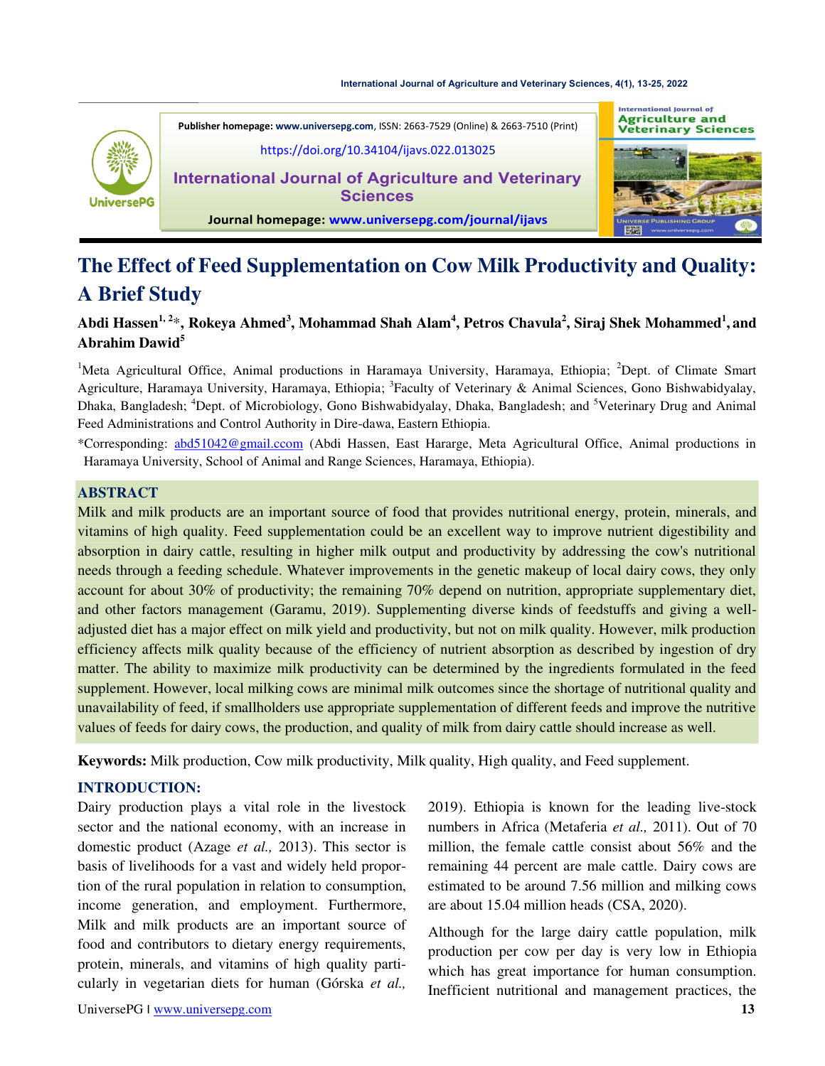Publisher homepage: www.universepg.com, ISSN: 2663-7529 (Online) & 2663-7510 (Print)

https://doi.org/10.34104/ijavs.022.013025

**International Journal of Agriculture and Veterinary Sciences**

Journal homepage: www.universepg.com/journal/ijavs

# The Effect of Feed Supplementation on Cow Milk Productivity and Quality: A Brief Study

**Abdi Hassen[1, 2]*, Rokeya Ahmed[3], Mohammad Shah Alam[4], Petros Chavula[2], Siraj Shek Mohammed[1], and Abrahim Dawid[5]**

[1]Meta Agricultural Office, Animal productions in Haramaya University, Haramaya, Ethiopia; [2]Dept. of Climate Smart Agriculture, Haramaya University, Haramaya, Ethiopia; [3]Faculty of Veterinary & Animal Sciences, Gono Bishwabidyalay, Dhaka, Bangladesh; [4]Dept. of Microbiology, Gono Bishwabidyalay, Dhaka, Bangladesh; and [5]Veterinary Drug and Animal Feed Administrations and Control Authority in Dire-dawa, Eastern Ethiopia.

*Corresponding: abd51042@gmail.ccom (Abdi Hassen, East Hararge, Meta Agricultural Office, Animal productions in Haramaya University, School of Animal and Range Sciences, Haramaya, Ethiopia).

## ABSTRACT

Milk and milk products are an important source of food that provides nutritional energy, protein, minerals, and vitamins of high quality. Feed supplementation could be an excellent way to improve nutrient digestibility and absorption in dairy cattle, resulting in higher milk output and productivity by addressing the cow's nutritional needs through a feeding schedule. Whatever improvements in the genetic makeup of local dairy cows, they only account for about 30% of productivity; the remaining 70% depend on nutrition, appropriate supplementary diet, and other factors management (Garamu, 2019). Supplementing diverse kinds of feedstuffs and giving a well-adjusted diet has a major effect on milk yield and productivity, but not on milk quality. However, milk production efficiency affects milk quality because of the efficiency of nutrient absorption as described by ingestion of dry matter. The ability to maximize milk productivity can be determined by the ingredients formulated in the feed supplement. However, local milking cows are minimal milk outcomes since the shortage of nutritional quality and unavailability of feed, if smallholders use appropriate supplementation of different feeds and improve the nutritive values of feeds for dairy cows, the production, and quality of milk from dairy cattle should increase as well.

**Keywords:** Milk production, Cow milk productivity, Milk quality, High quality, and Feed supplement.

## INTRODUCTION:

Dairy production plays a vital role in the livestock sector and the national economy, with an increase in domestic product (Azage *et al.,* 2013). This sector is basis of livelihoods for a vast and widely held proportion of the rural population in relation to consumption, income generation, and employment. Furthermore, Milk and milk products are an important source of food and contributors to dietary energy requirements, protein, minerals, and vitamins of high quality particularly in vegetarian diets for human (Górska *et al.,* 2019). Ethiopia is known for the leading live-stock numbers in Africa (Metaferia *et al.,* 2011). Out of 70 million, the female cattle consist about 56% and the remaining 44 percent are male cattle. Dairy cows are estimated to be around 7.56 million and milking cows are about 15.04 million heads (CSA, 2020).

Although for the large dairy cattle population, milk production per cow per day is very low in Ethiopia which has great importance for human consumption. Inefficient nutritional and management practices, the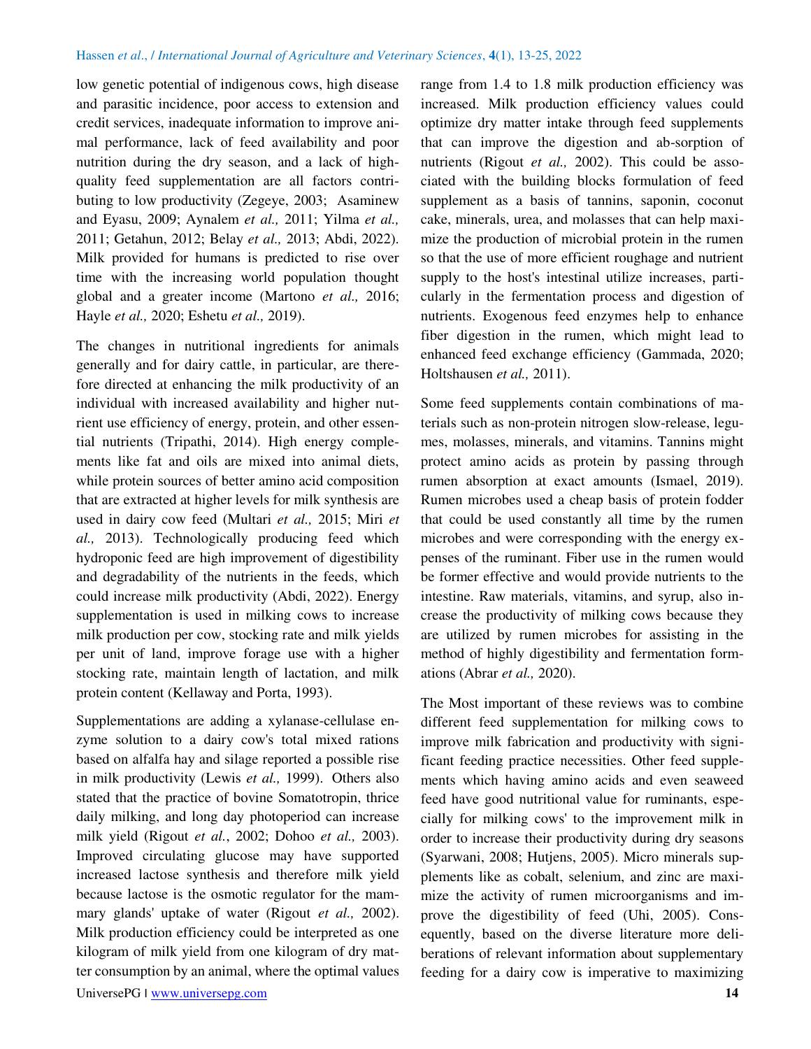low genetic potential of indigenous cows, high disease and parasitic incidence, poor access to extension and credit services, inadequate information to improve animal performance, lack of feed availability and poor nutrition during the dry season, and a lack of high-quality feed supplementation are all factors contributing to low productivity (Zegeye, 2003; Asaminew and Eyasu, 2009; Aynalem *et al.,* 2011; Yilma *et al.,* 2011; Getahun, 2012; Belay *et al.,* 2013; Abdi, 2022). Milk provided for humans is predicted to rise over time with the increasing world population thought global and a greater income (Martono *et al.,* 2016; Hayle *et al.,* 2020; Eshetu *et al.,* 2019).

The changes in nutritional ingredients for animals generally and for dairy cattle, in particular, are therefore directed at enhancing the milk productivity of an individual with increased availability and higher nutrient use efficiency of energy, protein, and other essential nutrients (Tripathi, 2014). High energy complements like fat and oils are mixed into animal diets, while protein sources of better amino acid composition that are extracted at higher levels for milk synthesis are used in dairy cow feed (Multari *et al.,* 2015; Miri *et al.,* 2013). Technologically producing feed which hydroponic feed are high improvement of digestibility and degradability of the nutrients in the feeds, which could increase milk productivity (Abdi, 2022). Energy supplementation is used in milking cows to increase milk production per cow, stocking rate and milk yields per unit of land, improve forage use with a higher stocking rate, maintain length of lactation, and milk protein content (Kellaway and Porta, 1993).

Supplementations are adding a xylanase-cellulase enzyme solution to a dairy cow's total mixed rations based on alfalfa hay and silage reported a possible rise in milk productivity (Lewis *et al.,* 1999). Others also stated that the practice of bovine Somatotropin, thrice daily milking, and long day photoperiod can increase milk yield (Rigout *et al.*, 2002; Dohoo *et al.,* 2003). Improved circulating glucose may have supported increased lactose synthesis and therefore milk yield because lactose is the osmotic regulator for the mammary glands' uptake of water (Rigout *et al.,* 2002). Milk production efficiency could be interpreted as one kilogram of milk yield from one kilogram of dry matter consumption by an animal, where the optimal values range from 1.4 to 1.8 milk production efficiency was increased. Milk production efficiency values could optimize dry matter intake through feed supplements that can improve the digestion and ab-sorption of nutrients (Rigout *et al.,* 2002). This could be associated with the building blocks formulation of feed supplement as a basis of tannins, saponin, coconut cake, minerals, urea, and molasses that can help maximize the production of microbial protein in the rumen so that the use of more efficient roughage and nutrient supply to the host's intestinal utilize increases, particularly in the fermentation process and digestion of nutrients. Exogenous feed enzymes help to enhance fiber digestion in the rumen, which might lead to enhanced feed exchange efficiency (Gammada, 2020; Holtshausen *et al.,* 2011).

Some feed supplements contain combinations of materials such as non-protein nitrogen slow-release, legumes, molasses, minerals, and vitamins. Tannins might protect amino acids as protein by passing through rumen absorption at exact amounts (Ismael, 2019). Rumen microbes used a cheap basis of protein fodder that could be used constantly all time by the rumen microbes and were corresponding with the energy expenses of the ruminant. Fiber use in the rumen would be former effective and would provide nutrients to the intestine. Raw materials, vitamins, and syrup, also increase the productivity of milking cows because they are utilized by rumen microbes for assisting in the method of highly digestibility and fermentation formations (Abrar *et al.,* 2020).

The Most important of these reviews was to combine different feed supplementation for milking cows to improve milk fabrication and productivity with significant feeding practice necessities. Other feed supplements which having amino acids and even seaweed feed have good nutritional value for ruminants, especially for milking cows' to the improvement milk in order to increase their productivity during dry seasons (Syarwani, 2008; Hutjens, 2005). Micro minerals supplements like as cobalt, selenium, and zinc are maximize the activity of rumen microorganisms and improve the digestibility of feed (Uhi, 2005). Consequently, based on the diverse literature more deliberations of relevant information about supplementary feeding for a dairy cow is imperative to maximizing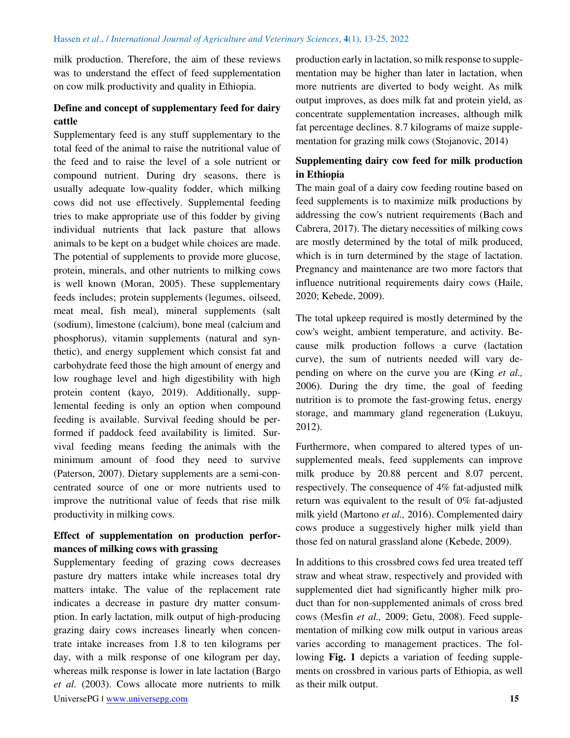milk production. Therefore, the aim of these reviews was to understand the effect of feed supplementation on cow milk productivity and quality in Ethiopia.

### Define and concept of supplementary feed for dairy cattle

Supplementary feed is any stuff supplementary to the total feed of the animal to raise the nutritional value of the feed and to raise the level of a sole nutrient or compound nutrient. During dry seasons, there is usually adequate low-quality fodder, which milking cows did not use effectively. Supplemental feeding tries to make appropriate use of this fodder by giving individual nutrients that lack pasture that allows animals to be kept on a budget while choices are made. The potential of supplements to provide more glucose, protein, minerals, and other nutrients to milking cows is well known (Moran, 2005). These supplementary feeds includes; protein supplements (legumes, oilseed, meat meal, fish meal), mineral supplements (salt (sodium), limestone (calcium), bone meal (calcium and phosphorus), vitamin supplements (natural and synthetic), and energy supplement which consist fat and carbohydrate feed those the high amount of energy and low roughage level and high digestibility with high protein content (kayo, 2019). Additionally, supplemental feeding is only an option when compound feeding is available. Survival feeding should be performed if paddock feed availability is limited. Survival feeding means feeding the animals with the minimum amount of food they need to survive (Paterson, 2007). Dietary supplements are a semi-concentrated source of one or more nutrients used to improve the nutritional value of feeds that rise milk productivity in milking cows.

### Effect of supplementation on production performances of milking cows with grassing

Supplementary feeding of grazing cows decreases pasture dry matters intake while increases total dry matters intake. The value of the replacement rate indicates a decrease in pasture dry matter consumption. In early lactation, milk output of high-producing grazing dairy cows increases linearly when concentrate intake increases from 1.8 to ten kilograms per day, with a milk response of one kilogram per day, whereas milk response is lower in late lactation (Bargo *et al.* (2003). Cows allocate more nutrients to milk production early in lactation, so milk response to supplementation may be higher than later in lactation, when more nutrients are diverted to body weight. As milk output improves, as does milk fat and protein yield, as concentrate supplementation increases, although milk fat percentage declines. 8.7 kilograms of maize supplementation for grazing milk cows (Stojanovic, 2014)

### Supplementing dairy cow feed for milk production in Ethiopia

The main goal of a dairy cow feeding routine based on feed supplements is to maximize milk productions by addressing the cow's nutrient requirements (Bach and Cabrera, 2017). The dietary necessities of milking cows are mostly determined by the total of milk produced, which is in turn determined by the stage of lactation. Pregnancy and maintenance are two more factors that influence nutritional requirements dairy cows (Haile, 2020; Kebede, 2009).

The total upkeep required is mostly determined by the cow's weight, ambient temperature, and activity. Because milk production follows a curve (lactation curve), the sum of nutrients needed will vary depending on where on the curve you are (King *et al.,* 2006). During the dry time, the goal of feeding nutrition is to promote the fast-growing fetus, energy storage, and mammary gland regeneration (Lukuyu, 2012).

Furthermore, when compared to altered types of unsupplemented meals, feed supplements can improve milk produce by 20.88 percent and 8.07 percent, respectively. The consequence of 4% fat-adjusted milk return was equivalent to the result of 0% fat-adjusted milk yield (Martono *et al.,* 2016). Complemented dairy cows produce a suggestively higher milk yield than those fed on natural grassland alone (Kebede, 2009).

In additions to this crossbred cows fed urea treated teff straw and wheat straw, respectively and provided with supplemented diet had significantly higher milk product than for non-supplemented animals of cross bred cows (Mesfin *et al.,* 2009; Getu, 2008). Feed supplementation of milking cow milk output in various areas varies according to management practices. The following **Fig. 1** depicts a variation of feeding supplements on crossbred in various parts of Ethiopia, as well as their milk output.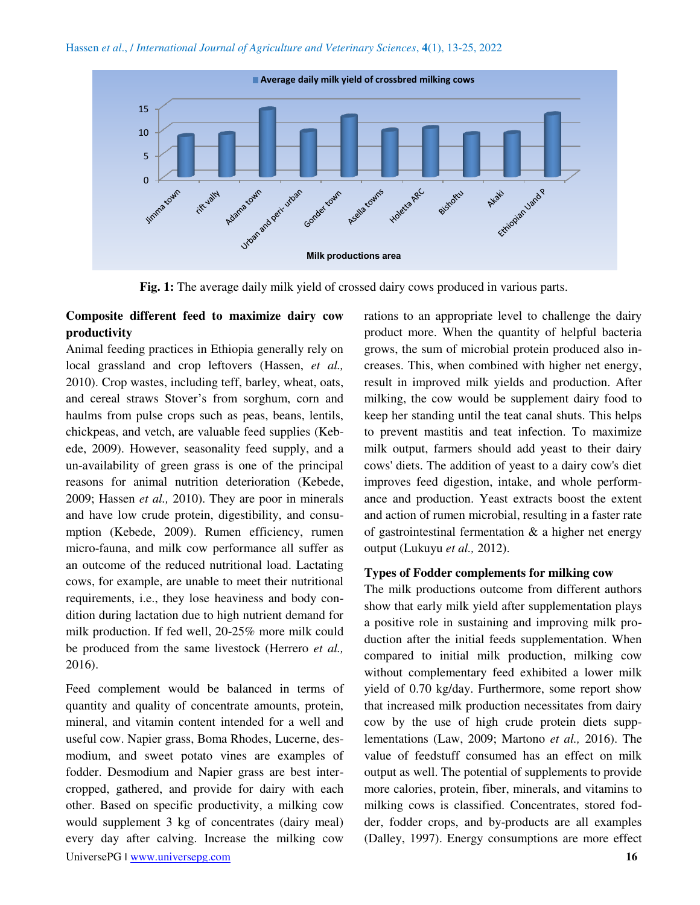Fig. 1: The average daily milk yield of crossed dairy cows produced in various parts.

**Composite different feed to maximize dairy cow productivity**

Animal feeding practices in Ethiopia generally rely on local grassland and crop leftovers (Hassen, *et al.,* 2010). Crop wastes, including teff, barley, wheat, oats, and cereal straws Stover's from sorghum, corn and haulms from pulse crops such as peas, beans, lentils, chickpeas, and vetch, are valuable feed supplies (Kebede, 2009). However, seasonality feed supply, and a un-availability of green grass is one of the principal reasons for animal nutrition deterioration (Kebede, 2009; Hassen *et al.,* 2010). They are poor in minerals and have low crude protein, digestibility, and consumption (Kebede, 2009). Rumen efficiency, rumen micro-fauna, and milk cow performance all suffer as an outcome of the reduced nutritional load. Lactating cows, for example, are unable to meet their nutritional requirements, i.e., they lose heaviness and body condition during lactation due to high nutrient demand for milk production. If fed well, 20-25% more milk could be produced from the same livestock (Herrero *et al.,* 2016).

Feed complement would be balanced in terms of quantity and quality of concentrate amounts, protein, mineral, and vitamin content intended for a well and useful cow. Napier grass, Boma Rhodes, Lucerne, desmodium, and sweet potato vines are examples of fodder. Desmodium and Napier grass are best intercropped, gathered, and provide for dairy with each other. Based on specific productivity, a milking cow would supplement 3 kg of concentrates (dairy meal) every day after calving. Increase the milking cow rations to an appropriate level to challenge the dairy product more. When the quantity of helpful bacteria grows, the sum of microbial protein produced also increases. This, when combined with higher net energy, result in improved milk yields and production. After milking, the cow would be supplement dairy food to keep her standing until the teat canal shuts. This helps to prevent mastitis and teat infection. To maximize milk output, farmers should add yeast to their dairy cows' diets. The addition of yeast to a dairy cow's diet improves feed digestion, intake, and whole performance and production. Yeast extracts boost the extent and action of rumen microbial, resulting in a faster rate of gastrointestinal fermentation & a higher net energy output (Lukuyu *et al.,* 2012).

**Types of Fodder complements for milking cow**

The milk productions outcome from different authors show that early milk yield after supplementation plays a positive role in sustaining and improving milk production after the initial feeds supplementation. When compared to initial milk production, milking cow without complementary feed exhibited a lower milk yield of 0.70 kg/day. Furthermore, some report show that increased milk production necessitates from dairy cow by the use of high crude protein diets supplementations (Law, 2009; Martono *et al.,* 2016). The value of feedstuff consumed has an effect on milk output as well. The potential of supplements to provide more calories, protein, fiber, minerals, and vitamins to milking cows is classified. Concentrates, stored fodder, fodder crops, and by-products are all examples (Dalley, 1997). Energy consumptions are more effect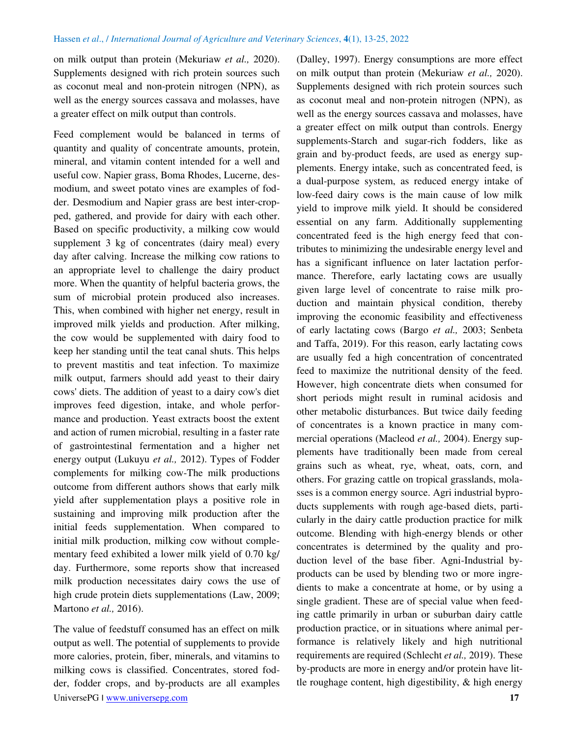on milk output than protein (Mekuriaw *et al.,* 2020). Supplements designed with rich protein sources such as coconut meal and non-protein nitrogen (NPN), as well as the energy sources cassava and molasses, have a greater effect on milk output than controls.

Feed complement would be balanced in terms of quantity and quality of concentrate amounts, protein, mineral, and vitamin content intended for a well and useful cow. Napier grass, Boma Rhodes, Lucerne, desmodium, and sweet potato vines are examples of fodder. Desmodium and Napier grass are best inter-cropped, gathered, and provide for dairy with each other. Based on specific productivity, a milking cow would supplement 3 kg of concentrates (dairy meal) every day after calving. Increase the milking cow rations to an appropriate level to challenge the dairy product more. When the quantity of helpful bacteria grows, the sum of microbial protein produced also increases. This, when combined with higher net energy, result in improved milk yields and production. After milking, the cow would be supplemented with dairy food to keep her standing until the teat canal shuts. This helps to prevent mastitis and teat infection. To maximize milk output, farmers should add yeast to their dairy cows' diets. The addition of yeast to a dairy cow's diet improves feed digestion, intake, and whole performance and production. Yeast extracts boost the extent and action of rumen microbial, resulting in a faster rate of gastrointestinal fermentation and a higher net energy output (Lukuyu *et al.,* 2012). Types of Fodder complements for milking cow-The milk productions outcome from different authors shows that early milk yield after supplementation plays a positive role in sustaining and improving milk production after the initial feeds supplementation. When compared to initial milk production, milking cow without complementary feed exhibited a lower milk yield of 0.70 kg/day. Furthermore, some reports show that increased milk production necessitates dairy cows the use of high crude protein diets supplementations (Law, 2009; Martono *et al.,* 2016).

The value of feedstuff consumed has an effect on milk output as well. The potential of supplements to provide more calories, protein, fiber, minerals, and vitamins to milking cows is classified. Concentrates, stored fodder, fodder crops, and by-products are all examples (Dalley, 1997). Energy consumptions are more effect on milk output than protein (Mekuriaw *et al.,* 2020). Supplements designed with rich protein sources such as coconut meal and non-protein nitrogen (NPN), as well as the energy sources cassava and molasses, have a greater effect on milk output than controls. Energy supplements-Starch and sugar-rich fodders, like as grain and by-product feeds, are used as energy supplements. Energy intake, such as concentrated feed, is a dual-purpose system, as reduced energy intake of low-feed dairy cows is the main cause of low milk yield to improve milk yield. It should be considered essential on any farm. Additionally supplementing concentrated feed is the high energy feed that contributes to minimizing the undesirable energy level and has a significant influence on later lactation performance. Therefore, early lactating cows are usually given large level of concentrate to raise milk production and maintain physical condition, thereby improving the economic feasibility and effectiveness of early lactating cows (Bargo *et al.,* 2003; Senbeta and Taffa, 2019). For this reason, early lactating cows are usually fed a high concentration of concentrated feed to maximize the nutritional density of the feed. However, high concentrate diets when consumed for short periods might result in ruminal acidosis and other metabolic disturbances. But twice daily feeding of concentrates is a known practice in many commercial operations (Macleod *et al.,* 2004). Energy supplements have traditionally been made from cereal grains such as wheat, rye, wheat, oats, corn, and others. For grazing cattle on tropical grasslands, molasses is a common energy source. Agri industrial byproducts supplements with rough age-based diets, particularly in the dairy cattle production practice for milk outcome. Blending with high-energy blends or other concentrates is determined by the quality and production level of the base fiber. Agni-Industrial by-products can be used by blending two or more ingredients to make a concentrate at home, or by using a single gradient. These are of special value when feeding cattle primarily in urban or suburban dairy cattle production practice, or in situations where animal performance is relatively likely and high nutritional requirements are required (Schlecht *et al.,* 2019). These by-products are more in energy and/or protein have little roughage content, high digestibility, & high energy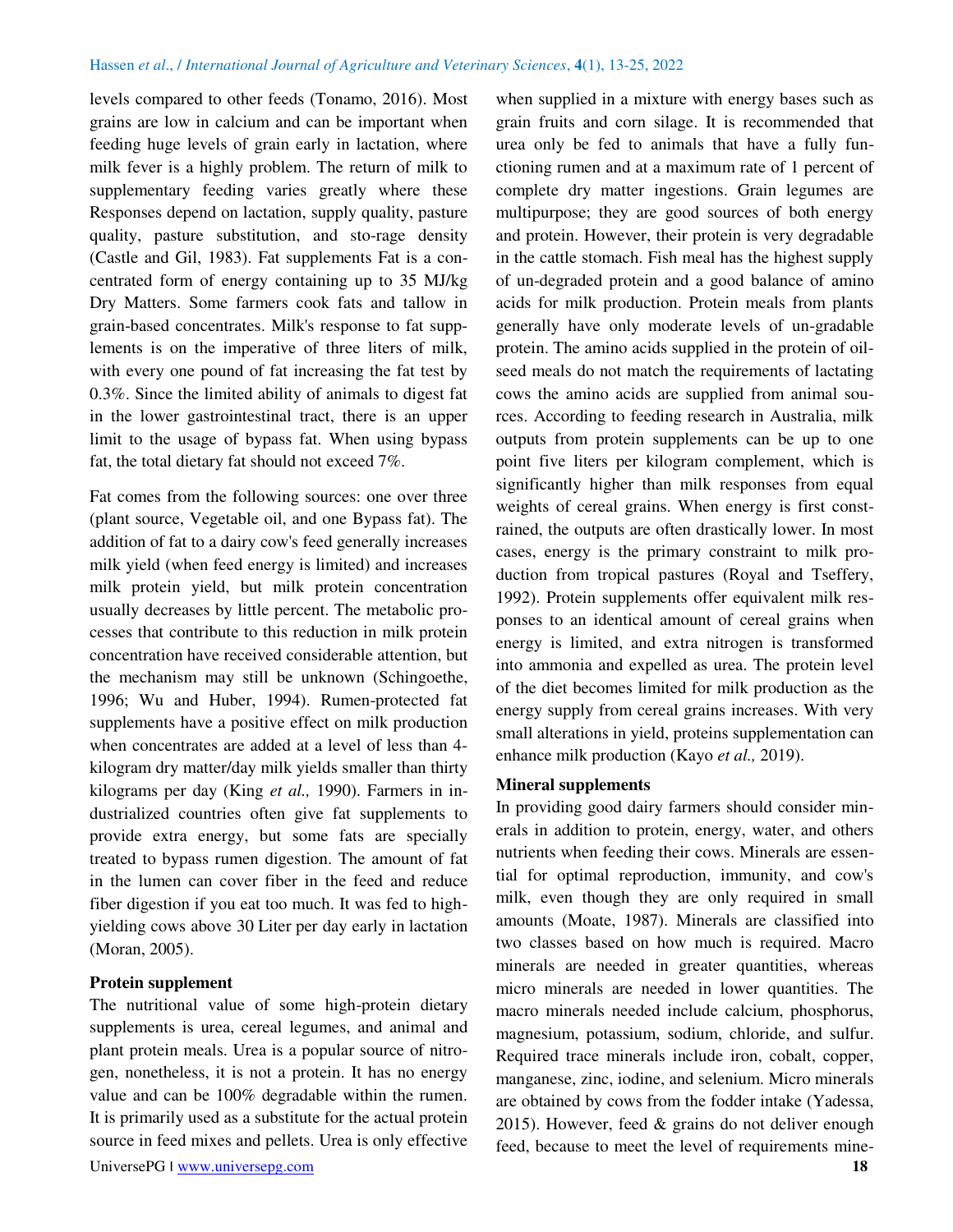levels compared to other feeds (Tonamo, 2016). Most grains are low in calcium and can be important when feeding huge levels of grain early in lactation, where milk fever is a highly problem. The return of milk to supplementary feeding varies greatly where these Responses depend on lactation, supply quality, pasture quality, pasture substitution, and sto-rage density (Castle and Gil, 1983). Fat supplements Fat is a concentrated form of energy containing up to 35 MJ/kg Dry Matters. Some farmers cook fats and tallow in grain-based concentrates. Milk's response to fat supplements is on the imperative of three liters of milk, with every one pound of fat increasing the fat test by 0.3%. Since the limited ability of animals to digest fat in the lower gastrointestinal tract, there is an upper limit to the usage of bypass fat. When using bypass fat, the total dietary fat should not exceed 7%.

Fat comes from the following sources: one over three (plant source, Vegetable oil, and one Bypass fat). The addition of fat to a dairy cow's feed generally increases milk yield (when feed energy is limited) and increases milk protein yield, but milk protein concentration usually decreases by little percent. The metabolic processes that contribute to this reduction in milk protein concentration have received considerable attention, but the mechanism may still be unknown (Schingoethe, 1996; Wu and Huber, 1994). Rumen-protected fat supplements have a positive effect on milk production when concentrates are added at a level of less than 4-kilogram dry matter/day milk yields smaller than thirty kilograms per day (King *et al.,* 1990). Farmers in industrialized countries often give fat supplements to provide extra energy, but some fats are specially treated to bypass rumen digestion. The amount of fat in the lumen can cover fiber in the feed and reduce fiber digestion if you eat too much. It was fed to high-yielding cows above 30 Liter per day early in lactation (Moran, 2005).

**Protein supplement**

The nutritional value of some high-protein dietary supplements is urea, cereal legumes, and animal and plant protein meals. Urea is a popular source of nitrogen, nonetheless, it is not a protein. It has no energy value and can be 100% degradable within the rumen. It is primarily used as a substitute for the actual protein source in feed mixes and pellets. Urea is only effective when supplied in a mixture with energy bases such as grain fruits and corn silage. It is recommended that urea only be fed to animals that have a fully functioning rumen and at a maximum rate of 1 percent of complete dry matter ingestions. Grain legumes are multipurpose; they are good sources of both energy and protein. However, their protein is very degradable in the cattle stomach. Fish meal has the highest supply of un-degraded protein and a good balance of amino acids for milk production. Protein meals from plants generally have only moderate levels of un-gradable protein. The amino acids supplied in the protein of oilseed meals do not match the requirements of lactating cows the amino acids are supplied from animal sources. According to feeding research in Australia, milk outputs from protein supplements can be up to one point five liters per kilogram complement, which is significantly higher than milk responses from equal weights of cereal grains. When energy is first constrained, the outputs are often drastically lower. In most cases, energy is the primary constraint to milk production from tropical pastures (Royal and Tseffery, 1992). Protein supplements offer equivalent milk responses to an identical amount of cereal grains when energy is limited, and extra nitrogen is transformed into ammonia and expelled as urea. The protein level of the diet becomes limited for milk production as the energy supply from cereal grains increases. With very small alterations in yield, proteins supplementation can enhance milk production (Kayo *et al.,* 2019).

**Mineral supplements**

In providing good dairy farmers should consider minerals in addition to protein, energy, water, and others nutrients when feeding their cows. Minerals are essential for optimal reproduction, immunity, and cow's milk, even though they are only required in small amounts (Moate, 1987). Minerals are classified into two classes based on how much is required. Macro minerals are needed in greater quantities, whereas micro minerals are needed in lower quantities. The macro minerals needed include calcium, phosphorus, magnesium, potassium, sodium, chloride, and sulfur. Required trace minerals include iron, cobalt, copper, manganese, zinc, iodine, and selenium. Micro minerals are obtained by cows from the fodder intake (Yadessa, 2015). However, feed & grains do not deliver enough feed, because to meet the level of requirements mine-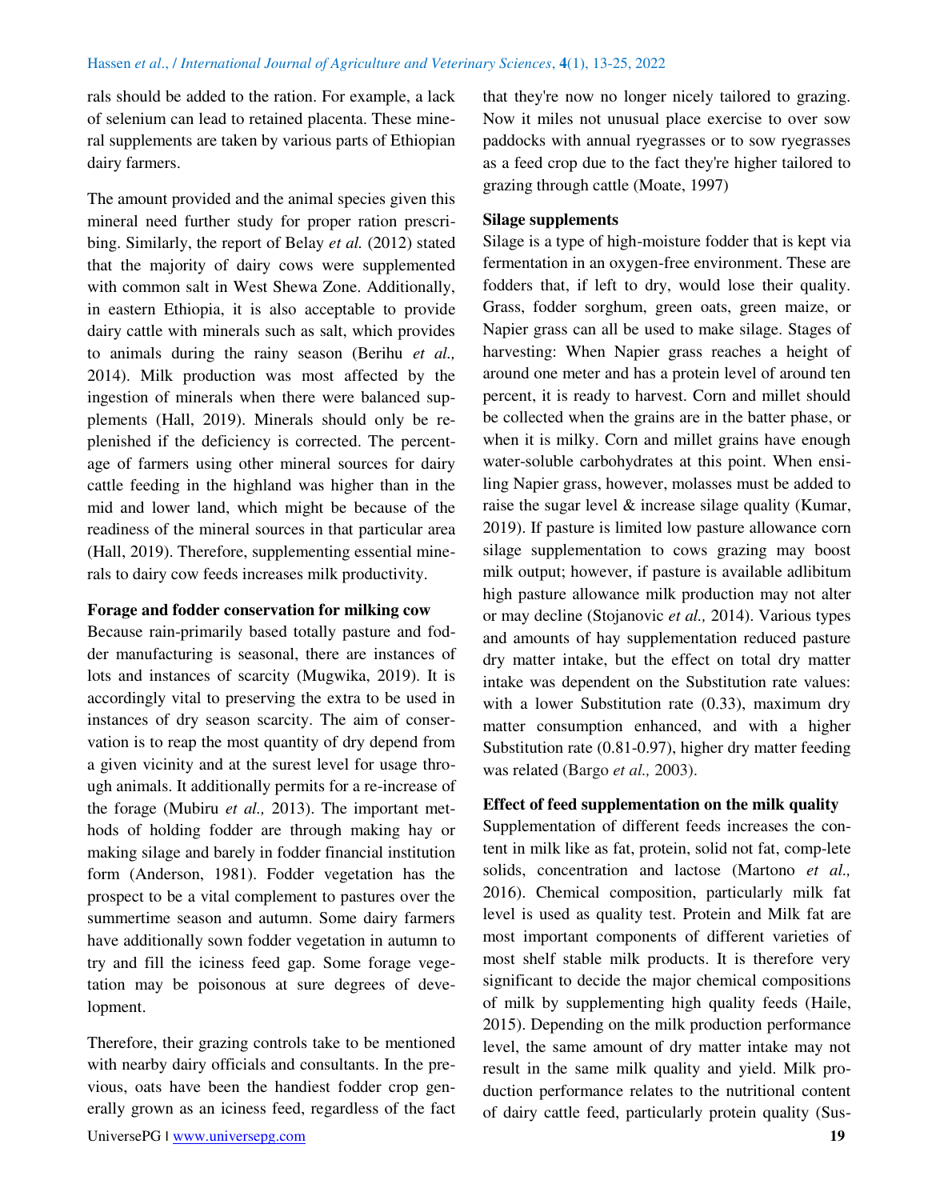rals should be added to the ration. For example, a lack of selenium can lead to retained placenta. These mineral supplements are taken by various parts of Ethiopian dairy farmers.

The amount provided and the animal species given this mineral need further study for proper ration prescribing. Similarly, the report of Belay *et al.* (2012) stated that the majority of dairy cows were supplemented with common salt in West Shewa Zone. Additionally, in eastern Ethiopia, it is also acceptable to provide dairy cattle with minerals such as salt, which provides to animals during the rainy season (Berihu *et al.,* 2014). Milk production was most affected by the ingestion of minerals when there were balanced supplements (Hall, 2019). Minerals should only be replenished if the deficiency is corrected. The percentage of farmers using other mineral sources for dairy cattle feeding in the highland was higher than in the mid and lower land, which might be because of the readiness of the mineral sources in that particular area (Hall, 2019). Therefore, supplementing essential minerals to dairy cow feeds increases milk productivity.

**Forage and fodder conservation for milking cow**

Because rain-primarily based totally pasture and fodder manufacturing is seasonal, there are instances of lots and instances of scarcity (Mugwika, 2019). It is accordingly vital to preserving the extra to be used in instances of dry season scarcity. The aim of conservation is to reap the most quantity of dry depend from a given vicinity and at the surest level for usage through animals. It additionally permits for a re-increase of the forage (Mubiru *et al.,* 2013). The important methods of holding fodder are through making hay or making silage and barely in fodder financial institution form (Anderson, 1981). Fodder vegetation has the prospect to be a vital complement to pastures over the summertime season and autumn. Some dairy farmers have additionally sown fodder vegetation in autumn to try and fill the iciness feed gap. Some forage vegetation may be poisonous at sure degrees of development.

Therefore, their grazing controls take to be mentioned with nearby dairy officials and consultants. In the previous, oats have been the handiest fodder crop generally grown as an iciness feed, regardless of the fact that they're now no longer nicely tailored to grazing. Now it miles not unusual place exercise to over sow paddocks with annual ryegrasses or to sow ryegrasses as a feed crop due to the fact they're higher tailored to grazing through cattle (Moate, 1997)

**Silage supplements**

Silage is a type of high-moisture fodder that is kept via fermentation in an oxygen-free environment. These are fodders that, if left to dry, would lose their quality. Grass, fodder sorghum, green oats, green maize, or Napier grass can all be used to make silage. Stages of harvesting: When Napier grass reaches a height of around one meter and has a protein level of around ten percent, it is ready to harvest. Corn and millet should be collected when the grains are in the batter phase, or when it is milky. Corn and millet grains have enough water-soluble carbohydrates at this point. When ensiling Napier grass, however, molasses must be added to raise the sugar level & increase silage quality (Kumar, 2019). If pasture is limited low pasture allowance corn silage supplementation to cows grazing may boost milk output; however, if pasture is available adlibitum high pasture allowance milk production may not alter or may decline (Stojanovic *et al.,* 2014). Various types and amounts of hay supplementation reduced pasture dry matter intake, but the effect on total dry matter intake was dependent on the Substitution rate values: with a lower Substitution rate (0.33), maximum dry matter consumption enhanced, and with a higher Substitution rate (0.81-0.97), higher dry matter feeding was related (Bargo *et al.,* 2003).

**Effect of feed supplementation on the milk quality**

Supplementation of different feeds increases the content in milk like as fat, protein, solid not fat, comp-lete solids, concentration and lactose (Martono *et al.,* 2016). Chemical composition, particularly milk fat level is used as quality test. Protein and Milk fat are most important components of different varieties of most shelf stable milk products. It is therefore very significant to decide the major chemical compositions of milk by supplementing high quality feeds (Haile, 2015). Depending on the milk production performance level, the same amount of dry matter intake may not result in the same milk quality and yield. Milk production performance relates to the nutritional content of dairy cattle feed, particularly protein quality (Sus-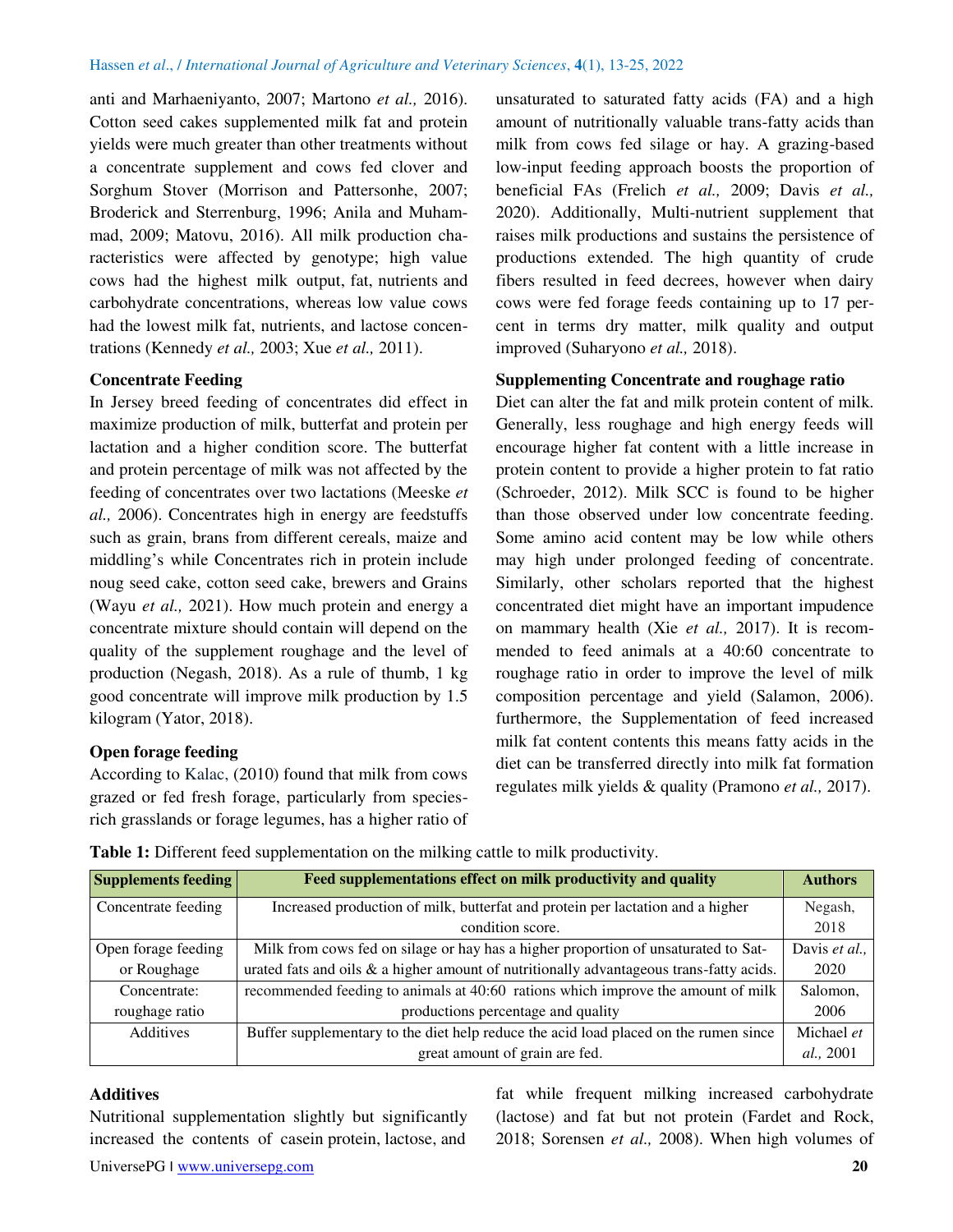anti and Marhaeniyanto, 2007; Martono *et al.,* 2016). Cotton seed cakes supplemented milk fat and protein yields were much greater than other treatments without a concentrate supplement and cows fed clover and Sorghum Stover (Morrison and Pattersonhe, 2007; Broderick and Sterrenburg, 1996; Anila and Muhammad, 2009; Matovu, 2016). All milk production characteristics were affected by genotype; high value cows had the highest milk output, fat, nutrients and carbohydrate concentrations, whereas low value cows had the lowest milk fat, nutrients, and lactose concentrations (Kennedy *et al.,* 2003; Xue *et al.,* 2011).

**Concentrate Feeding**

In Jersey breed feeding of concentrates did effect in maximize production of milk, butterfat and protein per lactation and a higher condition score. The butterfat and protein percentage of milk was not affected by the feeding of concentrates over two lactations (Meeske *et al.,* 2006). Concentrates high in energy are feedstuffs such as grain, brans from different cereals, maize and middling's while Concentrates rich in protein include noug seed cake, cotton seed cake, brewers and Grains (Wayu *et al.,* 2021). How much protein and energy a concentrate mixture should contain will depend on the quality of the supplement roughage and the level of production (Negash, 2018). As a rule of thumb, 1 kg good concentrate will improve milk production by 1.5 kilogram (Yator, 2018).

**Open forage feeding**

According to Kalac, (2010) found that milk from cows grazed or fed fresh forage, particularly from species-rich grasslands or forage legumes, has a higher ratio of unsaturated to saturated fatty acids (FA) and a high amount of nutritionally valuable trans-fatty acids than milk from cows fed silage or hay. A grazing-based low-input feeding approach boosts the proportion of beneficial FAs (Frelich *et al.,* 2009; Davis *et al.,* 2020). Additionally, Multi-nutrient supplement that raises milk productions and sustains the persistence of productions extended. The high quantity of crude fibers resulted in feed decrees, however when dairy cows were fed forage feeds containing up to 17 percent in terms dry matter, milk quality and output improved (Suharyono *et al.,* 2018).

**Supplementing Concentrate and roughage ratio**

Diet can alter the fat and milk protein content of milk. Generally, less roughage and high energy feeds will encourage higher fat content with a little increase in protein content to provide a higher protein to fat ratio (Schroeder, 2012). Milk SCC is found to be higher than those observed under low concentrate feeding. Some amino acid content may be low while others may high under prolonged feeding of concentrate. Similarly, other scholars reported that the highest concentrated diet might have an important impudence on mammary health (Xie *et al.,* 2017). It is recommended to feed animals at a 40:60 concentrate to roughage ratio in order to improve the level of milk composition percentage and yield (Salamon, 2006). furthermore, the Supplementation of feed increased milk fat content contents this means fatty acids in the diet can be transferred directly into milk fat formation regulates milk yields & quality (Pramono *et al.,* 2017).

**Table 1:** Different feed supplementation on the milking cattle to milk productivity.

| Supplements feeding | Feed supplementations effect on milk productivity and quality | Authors |
|---|---|---|
| Concentrate feeding | Increased production of milk, butterfat and protein per lactation and a higher condition score. | Negash, 2018 |
| Open forage feeding or Roughage | Milk from cows fed on silage or hay has a higher proportion of unsaturated to Saturated fats and oils & a higher amount of nutritionally advantageous trans-fatty acids. | Davis *et al.,* 2020 |
| Concentrate: roughage ratio | recommended feeding to animals at 40:60 rations which improve the amount of milk productions percentage and quality | Salomon, 2006 |
| Additives | Buffer supplementary to the diet help reduce the acid load placed on the rumen since great amount of grain are fed. | Michael *et al.,* 2001 |

**Additives**

Nutritional supplementation slightly but significantly increased the contents of casein protein, lactose, and fat while frequent milking increased carbohydrate (lactose) and fat but not protein (Fardet and Rock, 2018; Sorensen *et al.,* 2008). When high volumes of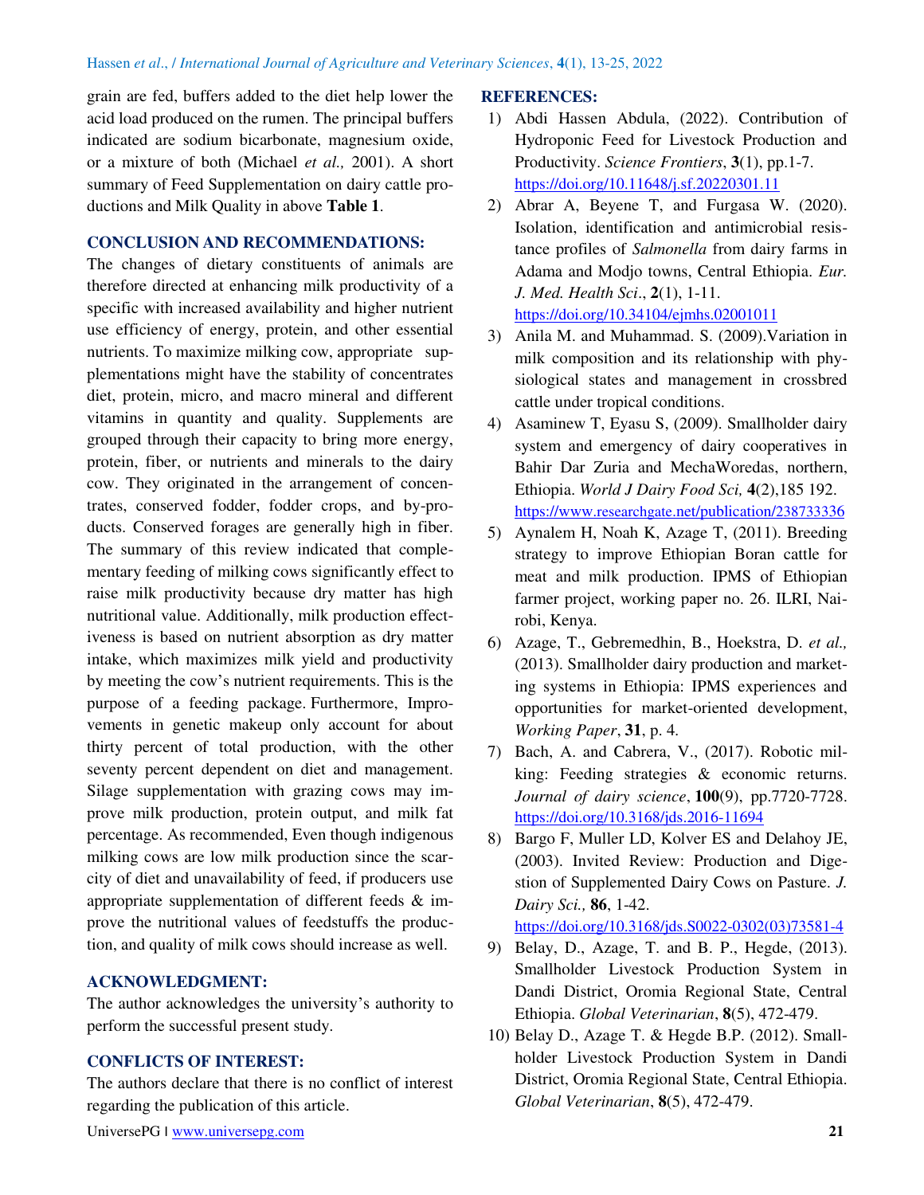grain are fed, buffers added to the diet help lower the acid load produced on the rumen. The principal buffers indicated are sodium bicarbonate, magnesium oxide, or a mixture of both (Michael *et al.,* 2001). A short summary of Feed Supplementation on dairy cattle productions and Milk Quality in above **Table 1**.

## CONCLUSION AND RECOMMENDATIONS:

The changes of dietary constituents of animals are therefore directed at enhancing milk productivity of a specific with increased availability and higher nutrient use efficiency of energy, protein, and other essential nutrients. To maximize milking cow, appropriate supplementations might have the stability of concentrates diet, protein, micro, and macro mineral and different vitamins in quantity and quality. Supplements are grouped through their capacity to bring more energy, protein, fiber, or nutrients and minerals to the dairy cow. They originated in the arrangement of concentrates, conserved fodder, fodder crops, and by-products. Conserved forages are generally high in fiber. The summary of this review indicated that complementary feeding of milking cows significantly effect to raise milk productivity because dry matter has high nutritional value. Additionally, milk production effectiveness is based on nutrient absorption as dry matter intake, which maximizes milk yield and productivity by meeting the cow's nutrient requirements. This is the purpose of a feeding package. Furthermore, Improvements in genetic makeup only account for about thirty percent of total production, with the other seventy percent dependent on diet and management. Silage supplementation with grazing cows may improve milk production, protein output, and milk fat percentage. As recommended, Even though indigenous milking cows are low milk production since the scarcity of diet and unavailability of feed, if producers use appropriate supplementation of different feeds & improve the nutritional values of feedstuffs the production, and quality of milk cows should increase as well.

## ACKNOWLEDGMENT:

The author acknowledges the university's authority to perform the successful present study.

## CONFLICTS OF INTEREST:

The authors declare that there is no conflict of interest regarding the publication of this article.

## REFERENCES:

1) Abdi Hassen Abdula, (2022). Contribution of Hydroponic Feed for Livestock Production and Productivity. *Science Frontiers*, **3**(1), pp.1-7. https://doi.org/10.11648/j.sf.20220301.11
2) Abrar A, Beyene T, and Furgasa W. (2020). Isolation, identification and antimicrobial resistance profiles of *Salmonella* from dairy farms in Adama and Modjo towns, Central Ethiopia. *Eur. J. Med. Health Sci*., **2**(1), 1-11. https://doi.org/10.34104/ejmhs.02001011
3) Anila M. and Muhammad. S. (2009).Variation in milk composition and its relationship with physiological states and management in crossbred cattle under tropical conditions.
4) Asaminew T, Eyasu S, (2009). Smallholder dairy system and emergency of dairy cooperatives in Bahir Dar Zuria and MechaWoredas, northern, Ethiopia. *World J Dairy Food Sci,* **4**(2),185 192. https://www.researchgate.net/publication/238733336
5) Aynalem H, Noah K, Azage T, (2011). Breeding strategy to improve Ethiopian Boran cattle for meat and milk production. IPMS of Ethiopian farmer project, working paper no. 26. ILRI, Nairobi, Kenya.
6) Azage, T., Gebremedhin, B., Hoekstra, D. *et al.,* (2013). Smallholder dairy production and marketing systems in Ethiopia: IPMS experiences and opportunities for market-oriented development, *Working Paper*, **31**, p. 4.
7) Bach, A. and Cabrera, V., (2017). Robotic milking: Feeding strategies & economic returns. *Journal of dairy science*, **100**(9), pp.7720-7728. https://doi.org/10.3168/jds.2016-11694
8) Bargo F, Muller LD, Kolver ES and Delahoy JE, (2003). Invited Review: Production and Digestion of Supplemented Dairy Cows on Pasture. *J. Dairy Sci.,* **86**, 1-42. https://doi.org/10.3168/jds.S0022-0302(03)73581-4
9) Belay, D., Azage, T. and B. P., Hegde, (2013). Smallholder Livestock Production System in Dandi District, Oromia Regional State, Central Ethiopia. *Global Veterinarian*, **8**(5), 472-479.
10) Belay D., Azage T. & Hegde B.P. (2012). Smallholder Livestock Production System in Dandi District, Oromia Regional State, Central Ethiopia. *Global Veterinarian*, **8**(5), 472-479.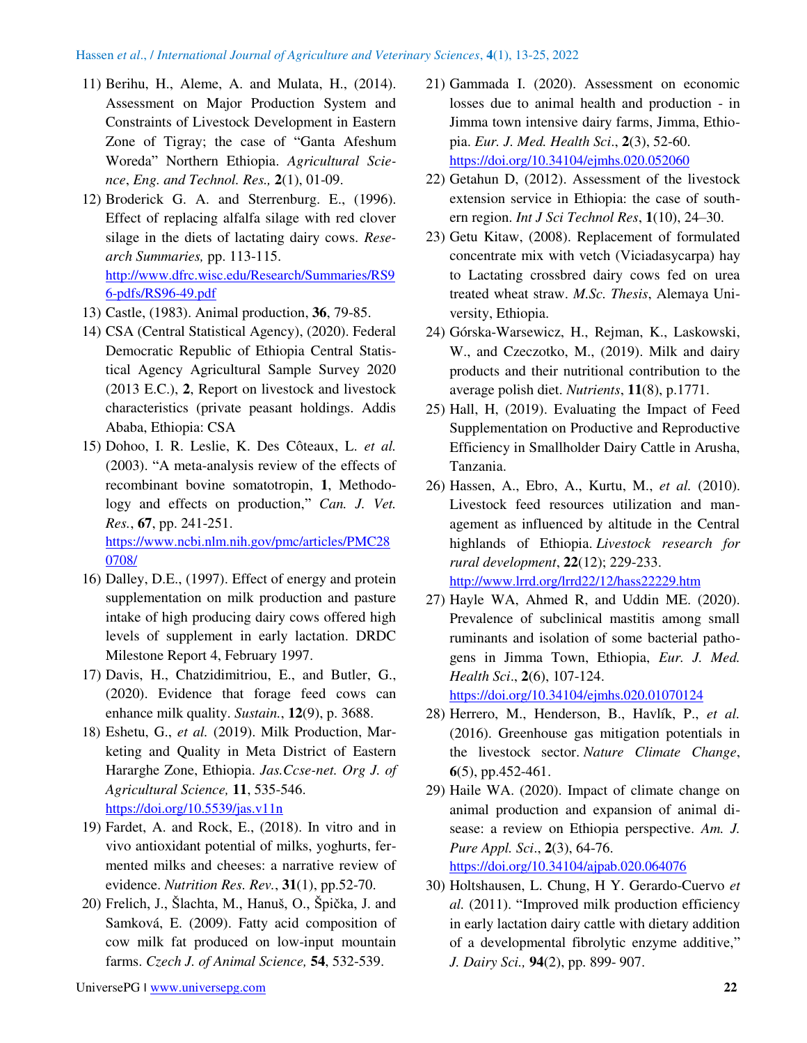11) Berihu, H., Aleme, A. and Mulata, H., (2014). Assessment on Major Production System and Constraints of Livestock Development in Eastern Zone of Tigray; the case of "Ganta Afeshum Woreda" Northern Ethiopia. *Agricultural Science, Eng. and Technol. Res.,* **2**(1), 01-09.
12) Broderick G. A. and Sterrenburg. E., (1996). Effect of replacing alfalfa silage with red clover silage in the diets of lactating dairy cows. *Research Summaries,* pp. 113-115. http://www.dfrc.wisc.edu/Research/Summaries/RS96-pdfs/RS96-49.pdf
13) Castle, (1983). Animal production, **36**, 79-85.
14) CSA (Central Statistical Agency), (2020). Federal Democratic Republic of Ethiopia Central Statistical Agency Agricultural Sample Survey 2020 (2013 E.C.), **2**, Report on livestock and livestock characteristics (private peasant holdings. Addis Ababa, Ethiopia: CSA
15) Dohoo, I. R. Leslie, K. Des Côteaux, L. *et al.* (2003). "A meta-analysis review of the effects of recombinant bovine somatotropin, **1**, Methodology and effects on production," *Can. J. Vet. Res.*, **67**, pp. 241-251. https://www.ncbi.nlm.nih.gov/pmc/articles/PMC280708/
16) Dalley, D.E., (1997). Effect of energy and protein supplementation on milk production and pasture intake of high producing dairy cows offered high levels of supplement in early lactation. DRDC Milestone Report 4, February 1997.
17) Davis, H., Chatzidimitriou, E., and Butler, G., (2020). Evidence that forage feed cows can enhance milk quality. *Sustain.*, **12**(9), p. 3688.
18) Eshetu, G., *et al.* (2019). Milk Production, Marketing and Quality in Meta District of Eastern Hararghe Zone, Ethiopia. *Jas.Ccse-net. Org J. of Agricultural Science,* **11**, 535-546. https://doi.org/10.5539/jas.v11n
19) Fardet, A. and Rock, E., (2018). In vitro and in vivo antioxidant potential of milks, yoghurts, fermented milks and cheeses: a narrative review of evidence. *Nutrition Res. Rev.*, **31**(1), pp.52-70.
20) Frelich, J., Šlachta, M., Hanuš, O., Špička, J. and Samková, E. (2009). Fatty acid composition of cow milk fat produced on low-input mountain farms. *Czech J. of Animal Science,* **54**, 532-539.
21) Gammada I. (2020). Assessment on economic losses due to animal health and production - in Jimma town intensive dairy farms, Jimma, Ethiopia. *Eur. J. Med. Health Sci*., **2**(3), 52-60. https://doi.org/10.34104/ejmhs.020.052060
22) Getahun D, (2012). Assessment of the livestock extension service in Ethiopia: the case of southern region. *Int J Sci Technol Res*, **1**(10), 24–30.
23) Getu Kitaw, (2008). Replacement of formulated concentrate mix with vetch (Viciadasycarpa) hay to Lactating crossbred dairy cows fed on urea treated wheat straw. *M.Sc. Thesis*, Alemaya University, Ethiopia.
24) Górska-Warsewicz, H., Rejman, K., Laskowski, W., and Czeczotko, M., (2019). Milk and dairy products and their nutritional contribution to the average polish diet. *Nutrients*, **11**(8), p.1771.
25) Hall, H, (2019). Evaluating the Impact of Feed Supplementation on Productive and Reproductive Efficiency in Smallholder Dairy Cattle in Arusha, Tanzania.
26) Hassen, A., Ebro, A., Kurtu, M., *et al.* (2010). Livestock feed resources utilization and management as influenced by altitude in the Central highlands of Ethiopia. *Livestock research for rural development*, **22**(12); 229-233. http://www.lrrd.org/lrrd22/12/hass22229.htm
27) Hayle WA, Ahmed R, and Uddin ME. (2020). Prevalence of subclinical mastitis among small ruminants and isolation of some bacterial pathogens in Jimma Town, Ethiopia, *Eur. J. Med. Health Sci*., **2**(6), 107-124. https://doi.org/10.34104/ejmhs.020.01070124
28) Herrero, M., Henderson, B., Havlík, P., *et al.* (2016). Greenhouse gas mitigation potentials in the livestock sector. *Nature Climate Change*, **6**(5), pp.452-461.
29) Haile WA. (2020). Impact of climate change on animal production and expansion of animal disease: a review on Ethiopia perspective. *Am. J. Pure Appl. Sci*., **2**(3), 64-76. https://doi.org/10.34104/ajpab.020.064076
30) Holtshausen, L. Chung, H Y. Gerardo-Cuervo *et al.* (2011). "Improved milk production efficiency in early lactation dairy cattle with dietary addition of a developmental fibrolytic enzyme additive," *J. Dairy Sci.,* **94**(2), pp. 899- 907.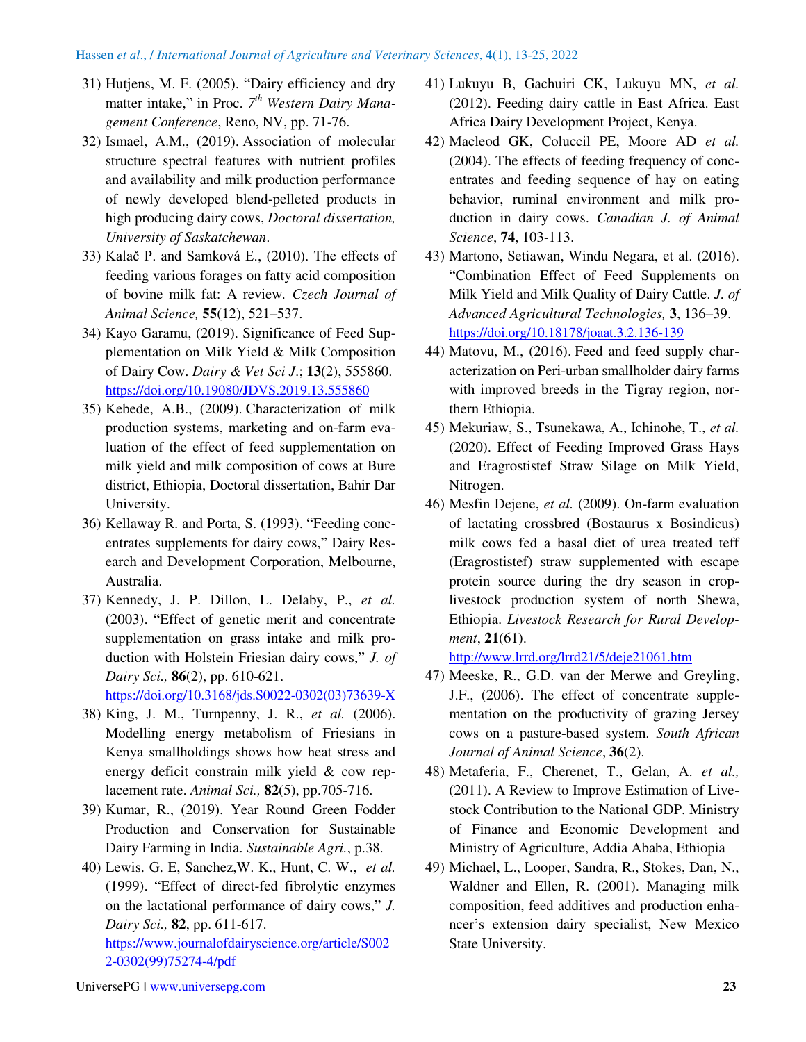31) Hutjens, M. F. (2005). "Dairy efficiency and dry matter intake," in Proc. $7^{th}$ *Western Dairy Management Conference*, Reno, NV, pp. 71-76.

32) Ismael, A.M., (2019). Association of molecular structure spectral features with nutrient profiles and availability and milk production performance of newly developed blend-pelleted products in high producing dairy cows, *Doctoral dissertation, University of Saskatchewan*.

33) Kalač P. and Samková E., (2010). The effects of feeding various forages on fatty acid composition of bovine milk fat: A review. *Czech Journal of Animal Science,* **55**(12), 521–537.

34) Kayo Garamu, (2019). Significance of Feed Supplementation on Milk Yield & Milk Composition of Dairy Cow. *Dairy & Vet Sci J*.; **13**(2), 555860. https://doi.org/10.19080/JDVS.2019.13.555860

35) Kebede, A.B., (2009). Characterization of milk production systems, marketing and on-farm evaluation of the effect of feed supplementation on milk yield and milk composition of cows at Bure district, Ethiopia, Doctoral dissertation, Bahir Dar University.

36) Kellaway R. and Porta, S. (1993). "Feeding concentrates supplements for dairy cows," Dairy Research and Development Corporation, Melbourne, Australia.

37) Kennedy, J. P. Dillon, L. Delaby, P., *et al.* (2003). "Effect of genetic merit and concentrate supplementation on grass intake and milk production with Holstein Friesian dairy cows," *J. of Dairy Sci.,* **86**(2), pp. 610-621. https://doi.org/10.3168/jds.S0022-0302(03)73639-X

38) King, J. M., Turnpenny, J. R., *et al.* (2006). Modelling energy metabolism of Friesians in Kenya smallholdings shows how heat stress and energy deficit constrain milk yield & cow replacement rate. *Animal Sci.,* **82**(5), pp.705-716.

39) Kumar, R., (2019). Year Round Green Fodder Production and Conservation for Sustainable Dairy Farming in India. *Sustainable Agri.*, p.38.

40) Lewis. G. E, Sanchez,W. K., Hunt, C. W., *et al.* (1999). "Effect of direct-fed fibrolytic enzymes on the lactational performance of dairy cows," *J. Dairy Sci.,* **82**, pp. 611-617. https://www.journalofdairyscience.org/article/S0022-0302(99)75274-4/pdf

41) Lukuyu B, Gachuiri CK, Lukuyu MN, *et al.* (2012). Feeding dairy cattle in East Africa. East Africa Dairy Development Project, Kenya.

42) Macleod GK, Coluccil PE, Moore AD *et al.* (2004). The effects of feeding frequency of concentrates and feeding sequence of hay on eating behavior, ruminal environment and milk production in dairy cows. *Canadian J. of Animal Science*, **74**, 103-113.

43) Martono, Setiawan, Windu Negara, et al. (2016). "Combination Effect of Feed Supplements on Milk Yield and Milk Quality of Dairy Cattle. *J. of Advanced Agricultural Technologies,* **3**, 136–39. https://doi.org/10.18178/joaat.3.2.136-139

44) Matovu, M., (2016). Feed and feed supply characterization on Peri-urban smallholder dairy farms with improved breeds in the Tigray region, northern Ethiopia.

45) Mekuriaw, S., Tsunekawa, A., Ichinohe, T., *et al.* (2020). Effect of Feeding Improved Grass Hays and Eragrostistef Straw Silage on Milk Yield, Nitrogen.

46) Mesfin Dejene, *et al.* (2009). On-farm evaluation of lactating crossbred (Bostaurus x Bosindicus) milk cows fed a basal diet of urea treated teff (Eragrostistef) straw supplemented with escape protein source during the dry season in crop-livestock production system of north Shewa, Ethiopia. *Livestock Research for Rural Development*, **21**(61). http://www.lrrd.org/lrrd21/5/deje21061.htm

47) Meeske, R., G.D. van der Merwe and Greyling, J.F., (2006). The effect of concentrate supplementation on the productivity of grazing Jersey cows on a pasture-based system. *South African Journal of Animal Science*, **36**(2).

48) Metaferia, F., Cherenet, T., Gelan, A. *et al.,* (2011). A Review to Improve Estimation of Livestock Contribution to the National GDP. Ministry of Finance and Economic Development and Ministry of Agriculture, Addia Ababa, Ethiopia

49) Michael, L., Looper, Sandra, R., Stokes, Dan, N., Waldner and Ellen, R. (2001). Managing milk composition, feed additives and production enhancer's extension dairy specialist, New Mexico State University.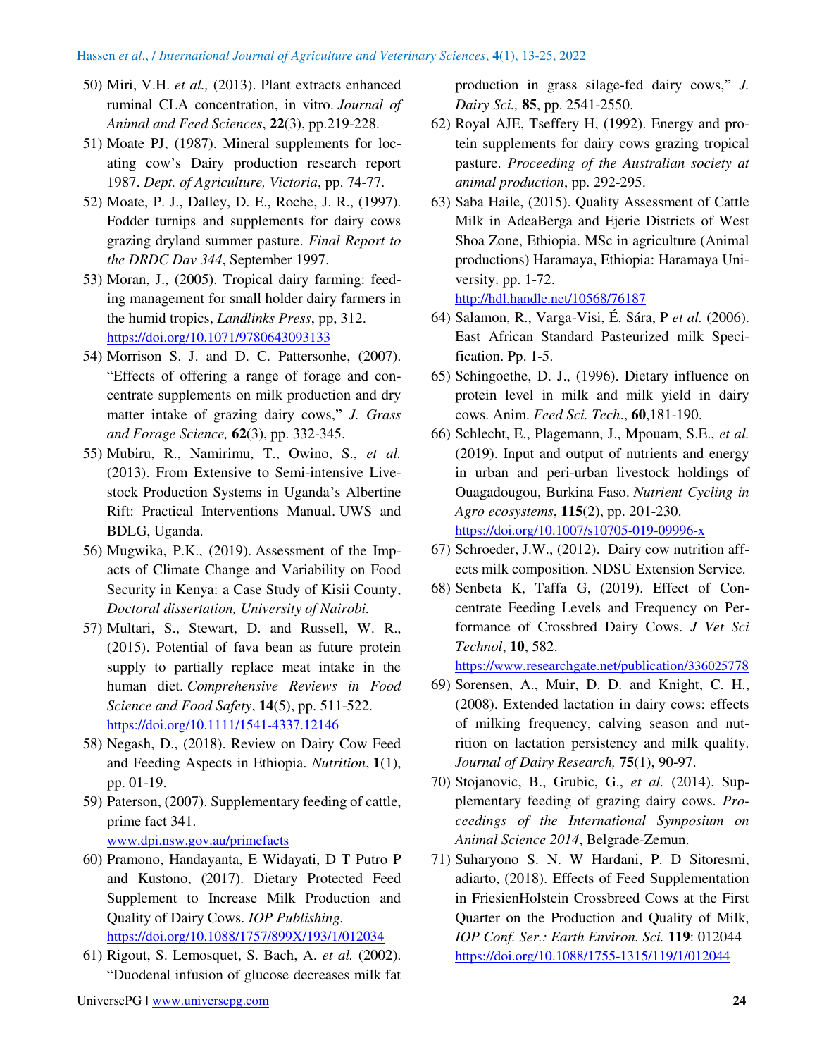50) Miri, V.H. *et al.,* (2013). Plant extracts enhanced ruminal CLA concentration, in vitro. *Journal of Animal and Feed Sciences*, **22**(3), pp.219-228.
51) Moate PJ, (1987). Mineral supplements for locating cow's Dairy production research report 1987. *Dept. of Agriculture, Victoria*, pp. 74-77.
52) Moate, P. J., Dalley, D. E., Roche, J. R., (1997). Fodder turnips and supplements for dairy cows grazing dryland summer pasture. *Final Report to the DRDC Dav 344*, September 1997.
53) Moran, J., (2005). Tropical dairy farming: feeding management for small holder dairy farmers in the humid tropics, *Landlinks Press*, pp, 312. https://doi.org/10.1071/9780643093133
54) Morrison S. J. and D. C. Pattersonhe, (2007). "Effects of offering a range of forage and concentrate supplements on milk production and dry matter intake of grazing dairy cows," *J. Grass and Forage Science,* **62**(3), pp. 332-345.
55) Mubiru, R., Namirimu, T., Owino, S., *et al.* (2013). From Extensive to Semi-intensive Livestock Production Systems in Uganda's Albertine Rift: Practical Interventions Manual. UWS and BDLG, Uganda.
56) Mugwika, P.K., (2019). Assessment of the Impacts of Climate Change and Variability on Food Security in Kenya: a Case Study of Kisii County, *Doctoral dissertation, University of Nairobi.*
57) Multari, S., Stewart, D. and Russell, W. R., (2015). Potential of fava bean as future protein supply to partially replace meat intake in the human diet. *Comprehensive Reviews in Food Science and Food Safety*, **14**(5), pp. 511-522. https://doi.org/10.1111/1541-4337.12146
58) Negash, D., (2018). Review on Dairy Cow Feed and Feeding Aspects in Ethiopia. *Nutrition*, **1**(1), pp. 01-19.
59) Paterson, (2007). Supplementary feeding of cattle, prime fact 341. www.dpi.nsw.gov.au/primefacts
60) Pramono, Handayanta, E Widayati, D T Putro P and Kustono, (2017). Dietary Protected Feed Supplement to Increase Milk Production and Quality of Dairy Cows. *IOP Publishing.* https://doi.org/10.1088/1757/899X/193/1/012034
61) Rigout, S. Lemosquet, S. Bach, A. *et al.* (2002). "Duodenal infusion of glucose decreases milk fat production in grass silage-fed dairy cows," *J. Dairy Sci.,* **85**, pp. 2541-2550.
62) Royal AJE, Tseffery H, (1992). Energy and protein supplements for dairy cows grazing tropical pasture. *Proceeding of the Australian society at animal production*, pp. 292-295.
63) Saba Haile, (2015). Quality Assessment of Cattle Milk in AdeaBerga and Ejerie Districts of West Shoa Zone, Ethiopia. MSc in agriculture (Animal productions) Haramaya, Ethiopia: Haramaya University. pp. 1-72. http://hdl.handle.net/10568/76187
64) Salamon, R., Varga-Visi, É. Sára, P *et al.* (2006). East African Standard Pasteurized milk Specification. Pp. 1-5.
65) Schingoethe, D. J., (1996). Dietary influence on protein level in milk and milk yield in dairy cows. Anim. *Feed Sci. Tech*., **60**,181-190.
66) Schlecht, E., Plagemann, J., Mpouam, S.E., *et al.* (2019). Input and output of nutrients and energy in urban and peri-urban livestock holdings of Ouagadougou, Burkina Faso. *Nutrient Cycling in Agro ecosystems*, **115**(2), pp. 201-230. https://doi.org/10.1007/s10705-019-09996-x
67) Schroeder, J.W., (2012). Dairy cow nutrition affects milk composition. NDSU Extension Service.
68) Senbeta K, Taffa G, (2019). Effect of Concentrate Feeding Levels and Frequency on Performance of Crossbred Dairy Cows. *J Vet Sci Technol*, **10**, 582. https://www.researchgate.net/publication/336025778
69) Sorensen, A., Muir, D. D. and Knight, C. H., (2008). Extended lactation in dairy cows: effects of milking frequency, calving season and nutrition on lactation persistency and milk quality. *Journal of Dairy Research,* **75**(1), 90-97.
70) Stojanovic, B., Grubic, G., *et al.* (2014). Supplementary feeding of grazing dairy cows. *Proceedings of the International Symposium on Animal Science 2014*, Belgrade-Zemun.
71) Suharyono S. N. W Hardani, P. D Sitoresmi, adiarto, (2018). Effects of Feed Supplementation in FriesienHolstein Crossbreed Cows at the First Quarter on the Production and Quality of Milk, *IOP Conf. Ser.: Earth Environ. Sci.* **119**: 012044 https://doi.org/10.1088/1755-1315/119/1/012044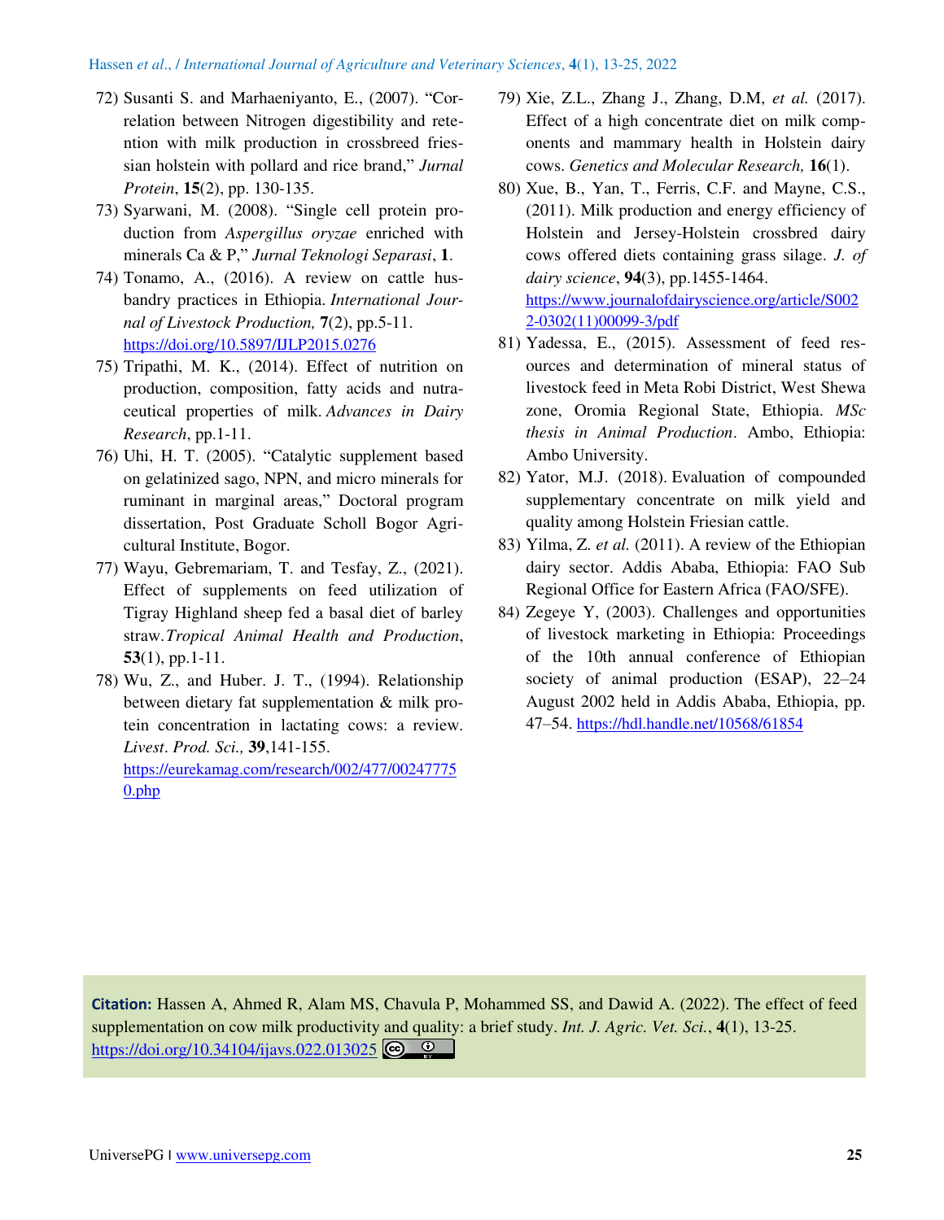72) Susanti S. and Marhaeniyanto, E., (2007). "Correlation between Nitrogen digestibility and retention with milk production in crossbreed friessian holstein with pollard and rice brand," *Jurnal Protein*, **15**(2), pp. 130-135.
73) Syarwani, M. (2008). "Single cell protein production from *Aspergillus oryzae* enriched with minerals Ca & P," *Jurnal Teknologi Separasi*, **1**.
74) Tonamo, A., (2016). A review on cattle husbandry practices in Ethiopia. *International Journal of Livestock Production,* **7**(2), pp.5-11. https://doi.org/10.5897/IJLP2015.0276
75) Tripathi, M. K., (2014). Effect of nutrition on production, composition, fatty acids and nutraceutical properties of milk. *Advances in Dairy Research*, pp.1-11.
76) Uhi, H. T. (2005). "Catalytic supplement based on gelatinized sago, NPN, and micro minerals for ruminant in marginal areas," Doctoral program dissertation, Post Graduate Scholl Bogor Agricultural Institute, Bogor.
77) Wayu, Gebremariam, T. and Tesfay, Z., (2021). Effect of supplements on feed utilization of Tigray Highland sheep fed a basal diet of barley straw. *Tropical Animal Health and Production*, **53**(1), pp.1-11.
78) Wu, Z., and Huber. J. T., (1994). Relationship between dietary fat supplementation & milk protein concentration in lactating cows: a review. *Livest. Prod. Sci.,* **39**,141-155. https://eurekamag.com/research/002/477/002477750.php
79) Xie, Z.L., Zhang J., Zhang, D.M, *et al.* (2017). Effect of a high concentrate diet on milk components and mammary health in Holstein dairy cows. *Genetics and Molecular Research,* **16**(1).
80) Xue, B., Yan, T., Ferris, C.F. and Mayne, C.S., (2011). Milk production and energy efficiency of Holstein and Jersey-Holstein crossbred dairy cows offered diets containing grass silage. *J. of dairy science*, **94**(3), pp.1455-1464. https://www.journalofdairyscience.org/article/S0022-0302(11)00099-3/pdf
81) Yadessa, E., (2015). Assessment of feed resources and determination of mineral status of livestock feed in Meta Robi District, West Shewa zone, Oromia Regional State, Ethiopia. *MSc thesis in Animal Production*. Ambo, Ethiopia: Ambo University.
82) Yator, M.J. (2018). Evaluation of compounded supplementary concentrate on milk yield and quality among Holstein Friesian cattle.
83) Yilma, Z. *et al.* (2011). A review of the Ethiopian dairy sector. Addis Ababa, Ethiopia: FAO Sub Regional Office for Eastern Africa (FAO/SFE).
84) Zegeye Y, (2003). Challenges and opportunities of livestock marketing in Ethiopia: Proceedings of the 10th annual conference of Ethiopian society of animal production (ESAP), 22–24 August 2002 held in Addis Ababa, Ethiopia, pp. 47–54. https://hdl.handle.net/10568/61854

**Citation:** Hassen A, Ahmed R, Alam MS, Chavula P, Mohammed SS, and Dawid A. (2022). The effect of feed supplementation on cow milk productivity and quality: a brief study. *Int. J. Agric. Vet. Sci.*, **4**(1), 13-25. https://doi.org/10.34104/ijavs.022.013025